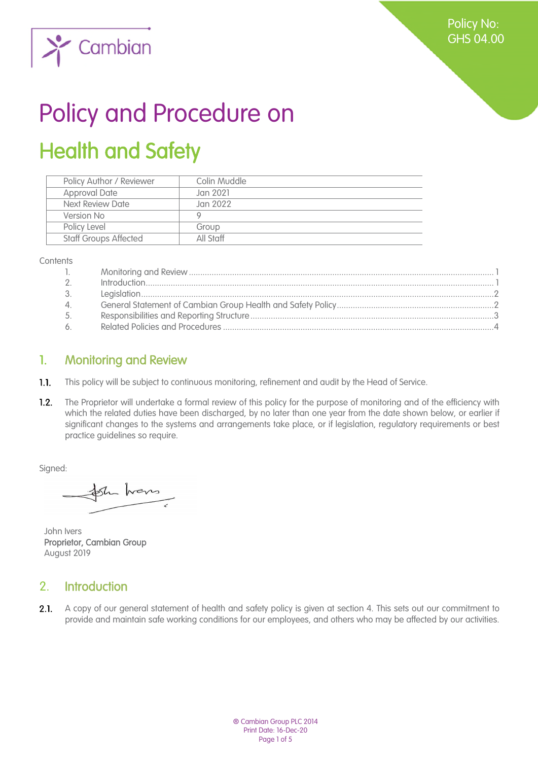Policy No: GHS 04.00

# Policy and Procedure on

## Health and Safety

| Policy Author / Reviewer | Colin Muddle |
|---|---|
| Approval Date | Jan 2021 |
| Next Review Date | Jan 2022 |
| Version No | 9 |
| Policy Level | Group |
| Staff Groups Affected | All Staff |

Contents

1. Monitoring and Review ..... 1
2. Introduction ..... 1
3. Legislation ..... 2
4. General Statement of Cambian Group Health and Safety Policy ..... 2
5. Responsibilities and Reporting Structure ..... 3
6. Related Policies and Procedures ..... 4

## 1. Monitoring and Review

**1.1.** This policy will be subject to continuous monitoring, refinement and audit by the Head of Service.

**1.2.** The Proprietor will undertake a formal review of this policy for the purpose of monitoring and of the efficiency with which the related duties have been discharged, by no later than one year from the date shown below, or earlier if significant changes to the systems and arrangements take place, or if legislation, regulatory requirements or best practice guidelines so require.

Signed:

John Ivers
**Proprietor, Cambian Group**
August 2019

## 2. Introduction

**2.1.** A copy of our general statement of health and safety policy is given at section 4. This sets out our commitment to provide and maintain safe working conditions for our employees, and others who may be affected by our activities.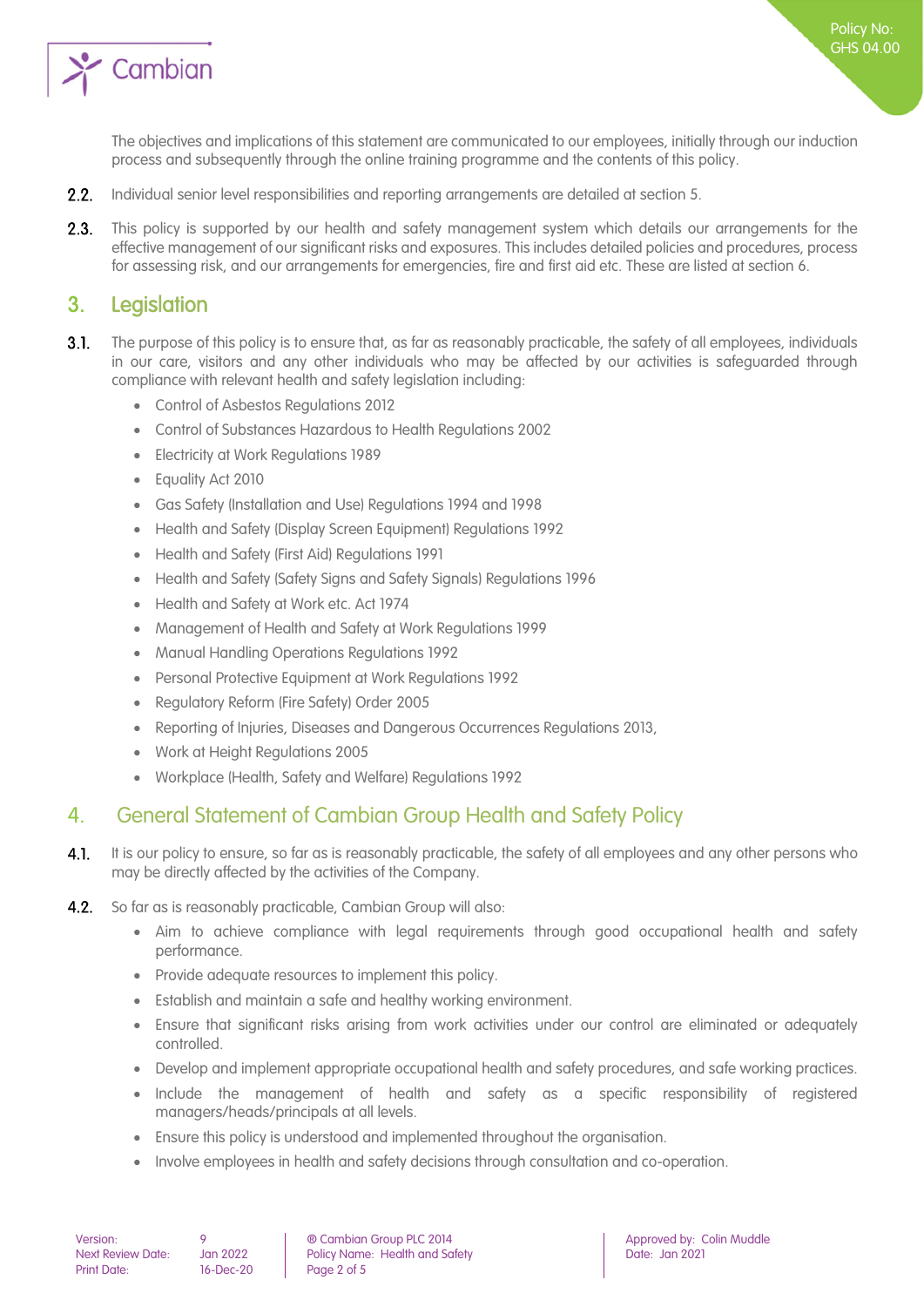The objectives and implications of this statement are communicated to our employees, initially through our induction process and subsequently through the online training programme and the contents of this policy.

2.2. Individual senior level responsibilities and reporting arrangements are detailed at section 5.

2.3. This policy is supported by our health and safety management system which details our arrangements for the effective management of our significant risks and exposures. This includes detailed policies and procedures, process for assessing risk, and our arrangements for emergencies, fire and first aid etc. These are listed at section 6.

## 3. Legislation

3.1. The purpose of this policy is to ensure that, as far as reasonably practicable, the safety of all employees, individuals in our care, visitors and any other individuals who may be affected by our activities is safeguarded through compliance with relevant health and safety legislation including:

- Control of Asbestos Regulations 2012
- Control of Substances Hazardous to Health Regulations 2002
- Electricity at Work Regulations 1989
- Equality Act 2010
- Gas Safety (Installation and Use) Regulations 1994 and 1998
- Health and Safety (Display Screen Equipment) Regulations 1992
- Health and Safety (First Aid) Regulations 1991
- Health and Safety (Safety Signs and Safety Signals) Regulations 1996
- Health and Safety at Work etc. Act 1974
- Management of Health and Safety at Work Regulations 1999
- Manual Handling Operations Regulations 1992
- Personal Protective Equipment at Work Regulations 1992
- Regulatory Reform (Fire Safety) Order 2005
- Reporting of Injuries, Diseases and Dangerous Occurrences Regulations 2013,
- Work at Height Regulations 2005
- Workplace (Health, Safety and Welfare) Regulations 1992

## 4. General Statement of Cambian Group Health and Safety Policy

4.1. It is our policy to ensure, so far as is reasonably practicable, the safety of all employees and any other persons who may be directly affected by the activities of the Company.

4.2. So far as is reasonably practicable, Cambian Group will also:

- Aim to achieve compliance with legal requirements through good occupational health and safety performance.
- Provide adequate resources to implement this policy.
- Establish and maintain a safe and healthy working environment.
- Ensure that significant risks arising from work activities under our control are eliminated or adequately controlled.
- Develop and implement appropriate occupational health and safety procedures, and safe working practices.
- Include the management of health and safety as a specific responsibility of registered managers/heads/principals at all levels.
- Ensure this policy is understood and implemented throughout the organisation.
- Involve employees in health and safety decisions through consultation and co-operation.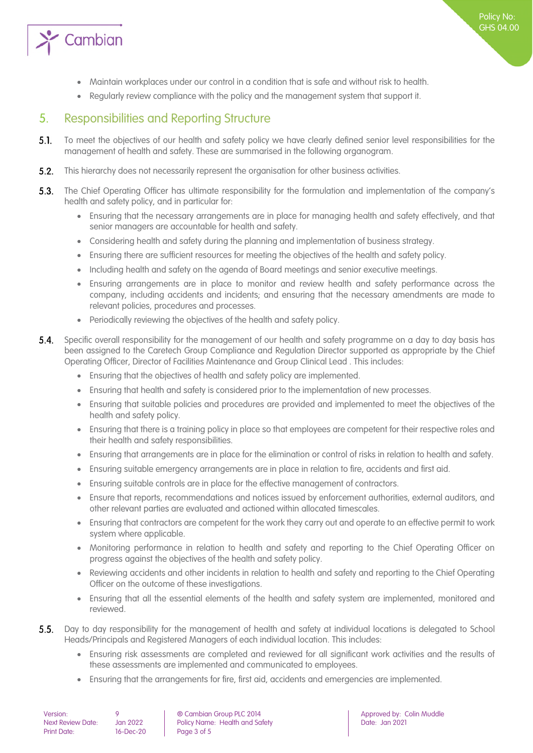- Maintain workplaces under our control in a condition that is safe and without risk to health.
- Regularly review compliance with the policy and the management system that support it.

## 5. Responsibilities and Reporting Structure

**5.1.** To meet the objectives of our health and safety policy we have clearly defined senior level responsibilities for the management of health and safety. These are summarised in the following organogram.

**5.2.** This hierarchy does not necessarily represent the organisation for other business activities.

**5.3.** The Chief Operating Officer has ultimate responsibility for the formulation and implementation of the company's health and safety policy, and in particular for:

- Ensuring that the necessary arrangements are in place for managing health and safety effectively, and that senior managers are accountable for health and safety.
- Considering health and safety during the planning and implementation of business strategy.
- Ensuring there are sufficient resources for meeting the objectives of the health and safety policy.
- Including health and safety on the agenda of Board meetings and senior executive meetings.
- Ensuring arrangements are in place to monitor and review health and safety performance across the company, including accidents and incidents; and ensuring that the necessary amendments are made to relevant policies, procedures and processes.
- Periodically reviewing the objectives of the health and safety policy.

**5.4.** Specific overall responsibility for the management of our health and safety programme on a day to day basis has been assigned to the Caretech Group Compliance and Regulation Director supported as appropriate by the Chief Operating Officer, Director of Facilities Maintenance and Group Clinical Lead . This includes:

- Ensuring that the objectives of health and safety policy are implemented.
- Ensuring that health and safety is considered prior to the implementation of new processes.
- Ensuring that suitable policies and procedures are provided and implemented to meet the objectives of the health and safety policy.
- Ensuring that there is a training policy in place so that employees are competent for their respective roles and their health and safety responsibilities.
- Ensuring that arrangements are in place for the elimination or control of risks in relation to health and safety.
- Ensuring suitable emergency arrangements are in place in relation to fire, accidents and first aid.
- Ensuring suitable controls are in place for the effective management of contractors.
- Ensure that reports, recommendations and notices issued by enforcement authorities, external auditors, and other relevant parties are evaluated and actioned within allocated timescales.
- Ensuring that contractors are competent for the work they carry out and operate to an effective permit to work system where applicable.
- Monitoring performance in relation to health and safety and reporting to the Chief Operating Officer on progress against the objectives of the health and safety policy.
- Reviewing accidents and other incidents in relation to health and safety and reporting to the Chief Operating Officer on the outcome of these investigations.
- Ensuring that all the essential elements of the health and safety system are implemented, monitored and reviewed.

**5.5.** Day to day responsibility for the management of health and safety at individual locations is delegated to School Heads/Principals and Registered Managers of each individual location. This includes:

- Ensuring risk assessments are completed and reviewed for all significant work activities and the results of these assessments are implemented and communicated to employees.
- Ensuring that the arrangements for fire, first aid, accidents and emergencies are implemented.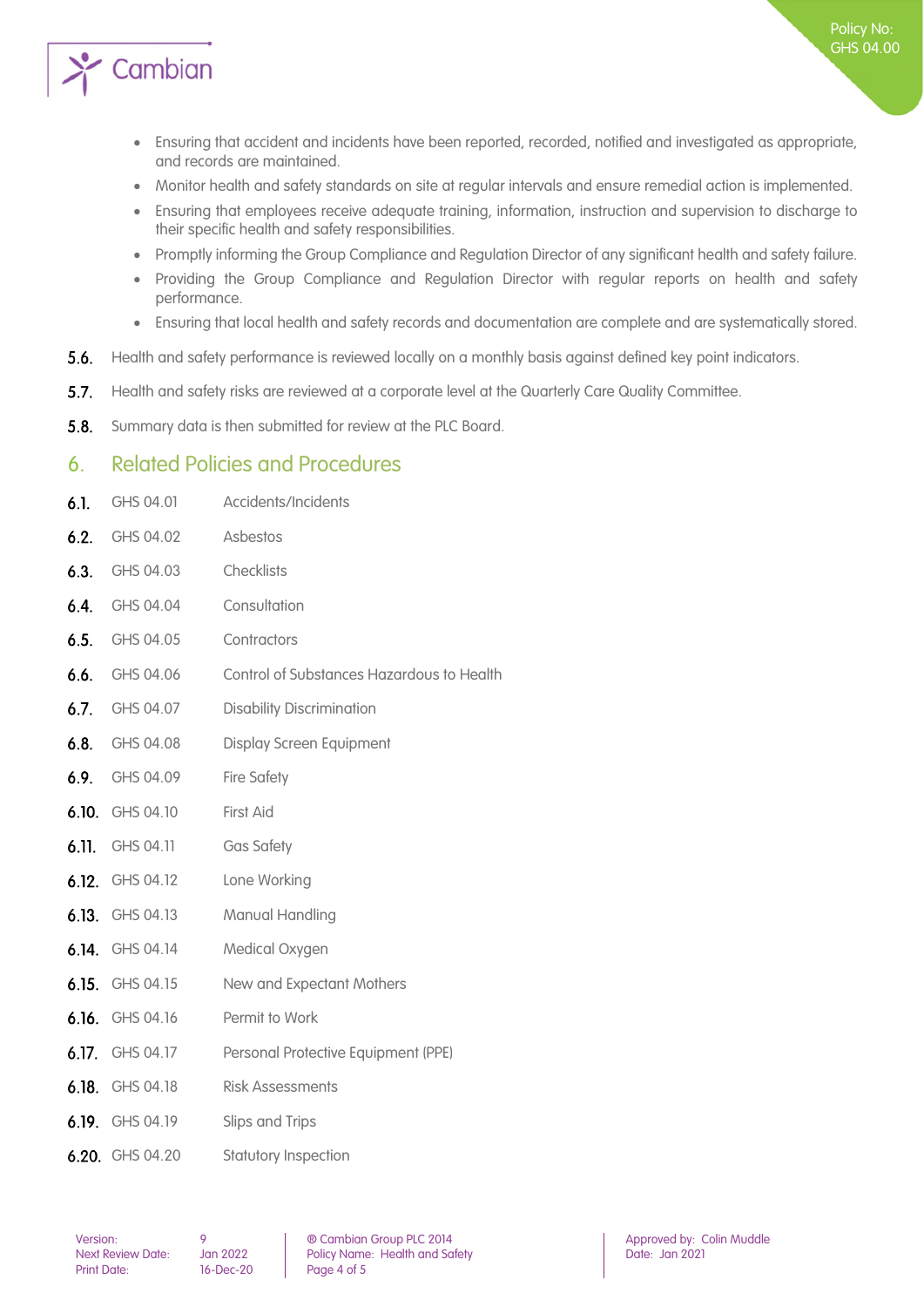- Ensuring that accident and incidents have been reported, recorded, notified and investigated as appropriate, and records are maintained.
- Monitor health and safety standards on site at regular intervals and ensure remedial action is implemented.
- Ensuring that employees receive adequate training, information, instruction and supervision to discharge to their specific health and safety responsibilities.
- Promptly informing the Group Compliance and Regulation Director of any significant health and safety failure.
- Providing the Group Compliance and Regulation Director with regular reports on health and safety performance.
- Ensuring that local health and safety records and documentation are complete and are systematically stored.

**5.6.** Health and safety performance is reviewed locally on a monthly basis against defined key point indicators.

**5.7.** Health and safety risks are reviewed at a corporate level at the Quarterly Care Quality Committee.

**5.8.** Summary data is then submitted for review at the PLC Board.

## 6. Related Policies and Procedures

**6.1.** GHS 04.01 Accidents/Incidents

**6.2.** GHS 04.02 Asbestos

**6.3.** GHS 04.03 Checklists

**6.4.** GHS 04.04 Consultation

**6.5.** GHS 04.05 Contractors

**6.6.** GHS 04.06 Control of Substances Hazardous to Health

**6.7.** GHS 04.07 Disability Discrimination

**6.8.** GHS 04.08 Display Screen Equipment

**6.9.** GHS 04.09 Fire Safety

**6.10.** GHS 04.10 First Aid

**6.11.** GHS 04.11 Gas Safety

**6.12.** GHS 04.12 Lone Working

**6.13.** GHS 04.13 Manual Handling

**6.14.** GHS 04.14 Medical Oxygen

**6.15.** GHS 04.15 New and Expectant Mothers

**6.16.** GHS 04.16 Permit to Work

**6.17.** GHS 04.17 Personal Protective Equipment (PPE)

**6.18.** GHS 04.18 Risk Assessments

**6.19.** GHS 04.19 Slips and Trips

**6.20.** GHS 04.20 Statutory Inspection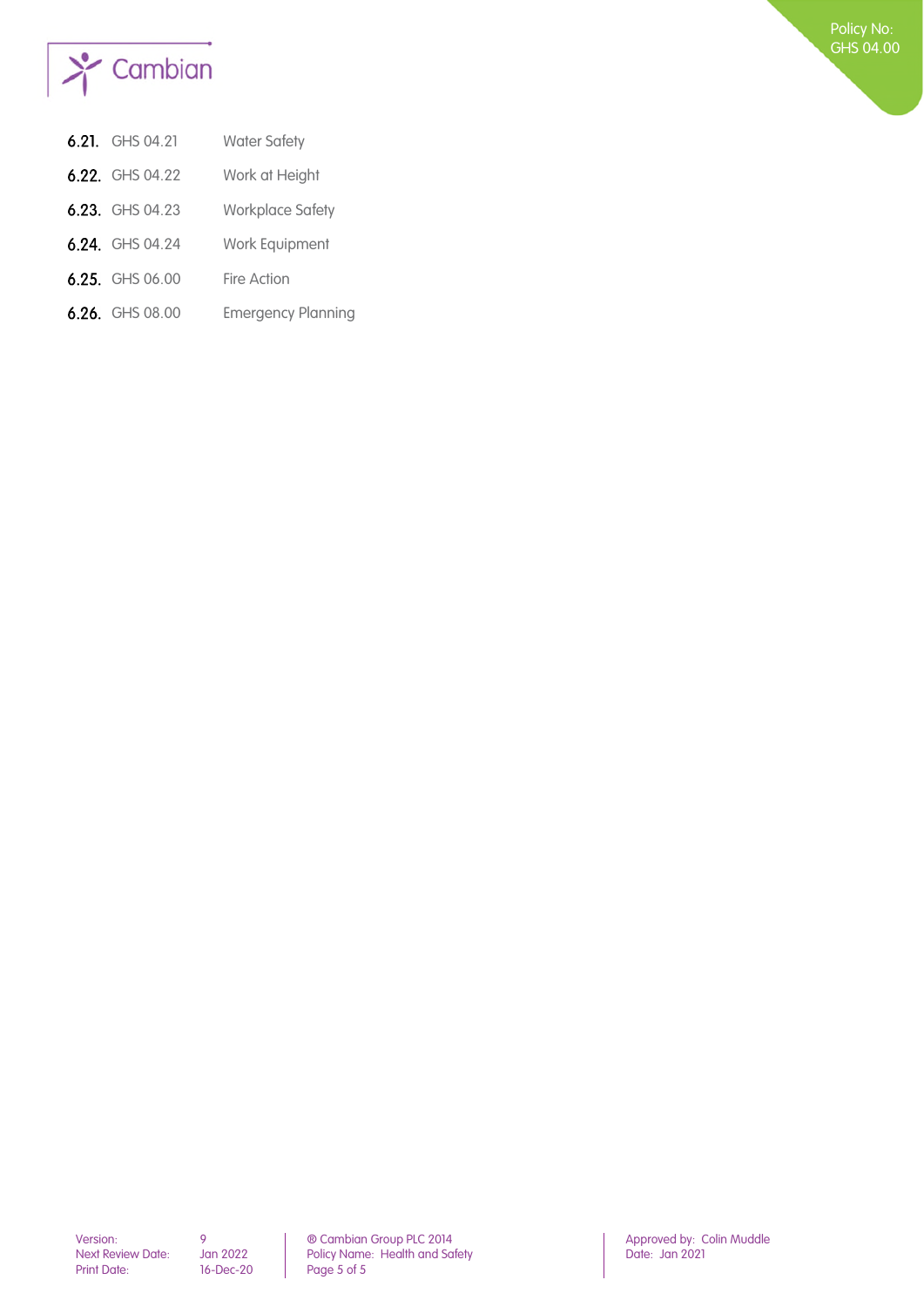**6.21.** GHS 04.21 Water Safety

**6.22.** GHS 04.22 Work at Height

**6.23.** GHS 04.23 Workplace Safety

**6.24.** GHS 04.24 Work Equipment

**6.25.** GHS 06.00 Fire Action

**6.26.** GHS 08.00 Emergency Planning